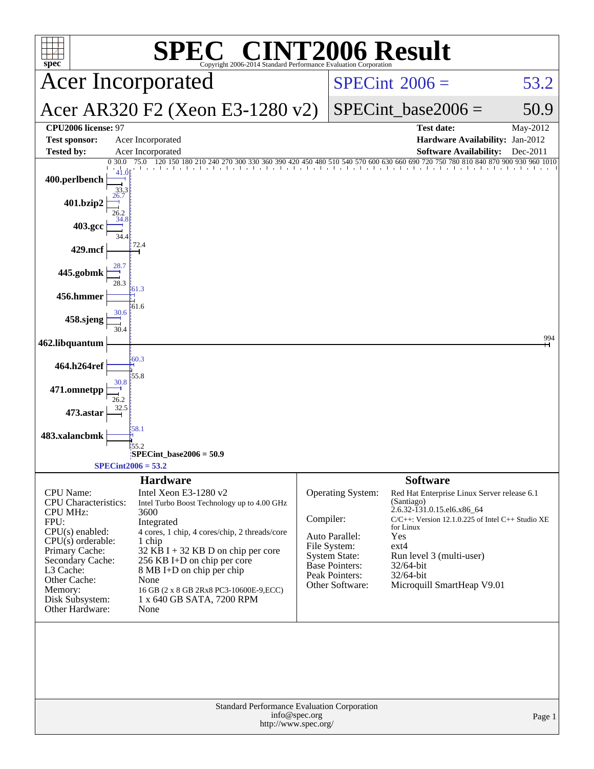# SPEC CINT2006 Result

Copyright 2006-2014 Standard Performance Evaluation Corporation

## Acer Incorporated

## Acer AR320 F2 (Xeon E3-1280 v2)

SPECint 2006 = 53.2

SPECint_base2006 = 50.9

| | | | |
|---|---|---|---|
| **CPU2006 license:** 97 | | **Test date:** | May-2012 |
| **Test sponsor:** | Acer Incorporated | **Hardware Availability:** | Jan-2012 |
| **Tested by:** | Acer Incorporated | **Software Availability:** | Dec-2011 |

| Benchmark | Peak | Base |
|---|---|---|
| 400.perlbench | 41.0 | 33.3 |
| 401.bzip2 | 26.7 | 26.2 |
| 403.gcc | 34.8 | 34.4 |
| 429.mcf | 72.4 | 72.4 |
| 445.gobmk | 28.7 | 28.3 |
| 456.hmmer | 61.3 | 61.6 |
| 458.sjeng | 30.6 | 30.4 |
| 462.libquantum | 994 | 994 |
| 464.h264ref | 60.3 | 55.8 |
| 471.omnetpp | 30.8 | 26.2 |
| 473.astar | 32.5 | 32.5 |
| 483.xalancbmk | 58.1 | 55.2 |

SPECint_base2006 = 50.9

SPECint2006 = 53.2

## Hardware

| | |
|---|---|
| CPU Name: | Intel Xeon E3-1280 v2 |
| CPU Characteristics: | Intel Turbo Boost Technology up to 4.00 GHz |
| CPU MHz: | 3600 |
| FPU: | Integrated |
| CPU(s) enabled: | 4 cores, 1 chip, 4 cores/chip, 2 threads/core |
| CPU(s) orderable: | 1 chip |
| Primary Cache: | 32 KB I + 32 KB D on chip per core |
| Secondary Cache: | 256 KB I+D on chip per core |
| L3 Cache: | 8 MB I+D on chip per chip |
| Other Cache: | None |
| Memory: | 16 GB (2 x 8 GB 2Rx8 PC3-10600E-9,ECC) |
| Disk Subsystem: | 1 x 640 GB SATA, 7200 RPM |
| Other Hardware: | None |

## Software

| | |
|---|---|
| Operating System: | Red Hat Enterprise Linux Server release 6.1 (Santiago) 2.6.32-131.0.15.el6.x86_64 |
| Compiler: | C/C++: Version 12.1.0.225 of Intel C++ Studio XE for Linux |
| Auto Parallel: | Yes |
| File System: | ext4 |
| System State: | Run level 3 (multi-user) |
| Base Pointers: | 32/64-bit |
| Peak Pointers: | 32/64-bit |
| Other Software: | Microquill SmartHeap V9.01 |

Standard Performance Evaluation Corporation
info@spec.org
http://www.spec.org/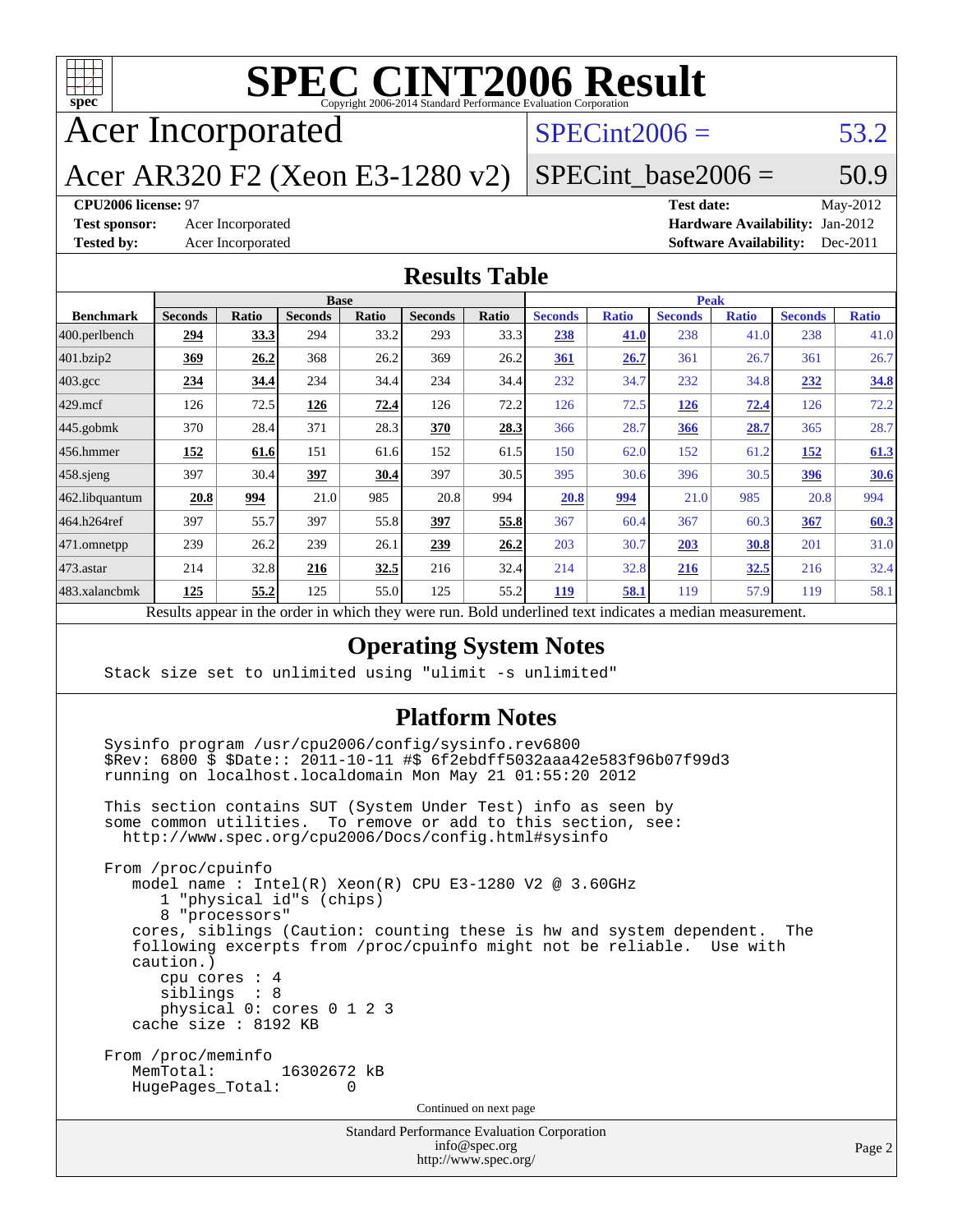# SPEC CINT2006 Result

Copyright 2006-2014 Standard Performance Evaluation Corporation

## Acer Incorporated

**Acer AR320 F2 (Xeon E3-1280 v2)**

SPECint2006 = 53.2

SPECint_base2006 = 50.9

**CPU2006 license:** 97
**Test sponsor:** Acer Incorporated
**Tested by:** Acer Incorporated

**Test date:** May-2012
**Hardware Availability:** Jan-2012
**Software Availability:** Dec-2011

## Results Table

| Benchmark | Base | | | | | | Peak | | | | | |
|---|---|---|---|---|---|---|---|---|---|---|---|---|
| | Seconds | Ratio | Seconds | Ratio | Seconds | Ratio | Seconds | Ratio | Seconds | Ratio | Seconds | Ratio |
| 400.perlbench | **294** | **33.3** | 294 | 33.2 | 293 | 33.3 | **238** | **41.0** | 238 | 41.0 | 238 | 41.0 |
| 401.bzip2 | **369** | **26.2** | 368 | 26.2 | 369 | 26.2 | **361** | **26.7** | 361 | 26.7 | 361 | 26.7 |
| 403.gcc | **234** | **34.4** | 234 | 34.4 | 234 | 34.4 | 232 | 34.7 | 232 | 34.8 | **232** | **34.8** |
| 429.mcf | 126 | 72.5 | **126** | **72.4** | 126 | 72.2 | 126 | 72.5 | **126** | **72.4** | 126 | 72.2 |
| 445.gobmk | 370 | 28.4 | 371 | 28.3 | **370** | **28.3** | 366 | 28.7 | **366** | **28.7** | 365 | 28.7 |
| 456.hmmer | **152** | **61.6** | 151 | 61.6 | 152 | 61.5 | 150 | 62.0 | 152 | 61.2 | **152** | **61.3** |
| 458.sjeng | 397 | 30.4 | **397** | **30.4** | 397 | 30.5 | 395 | 30.6 | 396 | 30.5 | **396** | **30.6** |
| 462.libquantum | **20.8** | **994** | 21.0 | 985 | 20.8 | 994 | **20.8** | **994** | 21.0 | 985 | 20.8 | 994 |
| 464.h264ref | 397 | 55.7 | 397 | 55.8 | **397** | **55.8** | 367 | 60.4 | 367 | 60.3 | **367** | **60.3** |
| 471.omnetpp | 239 | 26.2 | 239 | 26.1 | **239** | **26.2** | 203 | 30.7 | **203** | **30.8** | 201 | 31.0 |
| 473.astar | 214 | 32.8 | **216** | **32.5** | 216 | 32.4 | 214 | 32.8 | **216** | **32.5** | 216 | 32.4 |
| 483.xalancbmk | **125** | **55.2** | 125 | 55.0 | 125 | 55.2 | **119** | **58.1** | 119 | 57.9 | 119 | 58.1 |

Results appear in the order in which they were run. Bold underlined text indicates a median measurement.

## Operating System Notes

```
Stack size set to unlimited using "ulimit -s unlimited"
```

## Platform Notes

```
Sysinfo program /usr/cpu2006/config/sysinfo.rev6800
$Rev: 6800 $ $Date:: 2011-10-11 #$ 6f2ebdff5032aaa42e583f96b07f99d3
running on localhost.localdomain Mon May 21 01:55:20 2012

This section contains SUT (System Under Test) info as seen by
some common utilities.  To remove or add to this section, see:
  http://www.spec.org/cpu2006/Docs/config.html#sysinfo

From /proc/cpuinfo
   model name : Intel(R) Xeon(R) CPU E3-1280 V2 @ 3.60GHz
      1 "physical id"s (chips)
      8 "processors"
   cores, siblings (Caution: counting these is hw and system dependent.  The
   following excerpts from /proc/cpuinfo might not be reliable.  Use with
   caution.)
      cpu cores : 4
      siblings  : 8
      physical 0: cores 0 1 2 3
   cache size : 8192 KB

From /proc/meminfo
   MemTotal:       16302672 kB
   HugePages_Total:       0
```

Continued on next page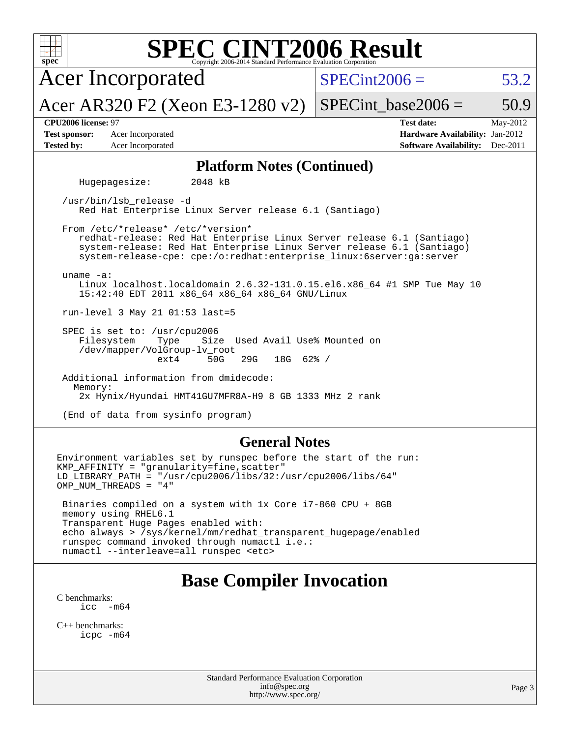## Platform Notes (Continued)

```
   Hugepagesize:        2048 kB

 /usr/bin/lsb_release -d
    Red Hat Enterprise Linux Server release 6.1 (Santiago)

 From /etc/*release* /etc/*version*
    redhat-release: Red Hat Enterprise Linux Server release 6.1 (Santiago)
    system-release: Red Hat Enterprise Linux Server release 6.1 (Santiago)
    system-release-cpe: cpe:/o:redhat:enterprise_linux:6server:ga:server

 uname -a:
    Linux localhost.localdomain 2.6.32-131.0.15.el6.x86_64 #1 SMP Tue May 10
    15:42:40 EDT 2011 x86_64 x86_64 x86_64 GNU/Linux

 run-level 3 May 21 01:53 last=5

 SPEC is set to: /usr/cpu2006
    Filesystem    Type    Size  Used Avail Use% Mounted on
    /dev/mapper/VolGroup-lv_root
                  ext4     50G   29G   18G  62% /

 Additional information from dmidecode:
   Memory:
    2x Hynix/Hyundai HMT41GU7MFR8A-H9 8 GB 1333 MHz 2 rank

 (End of data from sysinfo program)
```

## General Notes

```
Environment variables set by runspec before the start of the run:
KMP_AFFINITY = "granularity=fine,scatter"
LD_LIBRARY_PATH = "/usr/cpu2006/libs/32:/usr/cpu2006/libs/64"
OMP_NUM_THREADS = "4"

 Binaries compiled on a system with 1x Core i7-860 CPU + 8GB
 memory using RHEL6.1
 Transparent Huge Pages enabled with:
 echo always > /sys/kernel/mm/redhat_transparent_hugepage/enabled
 runspec command invoked through numactl i.e.:
 numactl --interleave=all runspec <etc>
```

# Base Compiler Invocation

C benchmarks:
```
icc  -m64
```

C++ benchmarks:
```
icpc -m64
```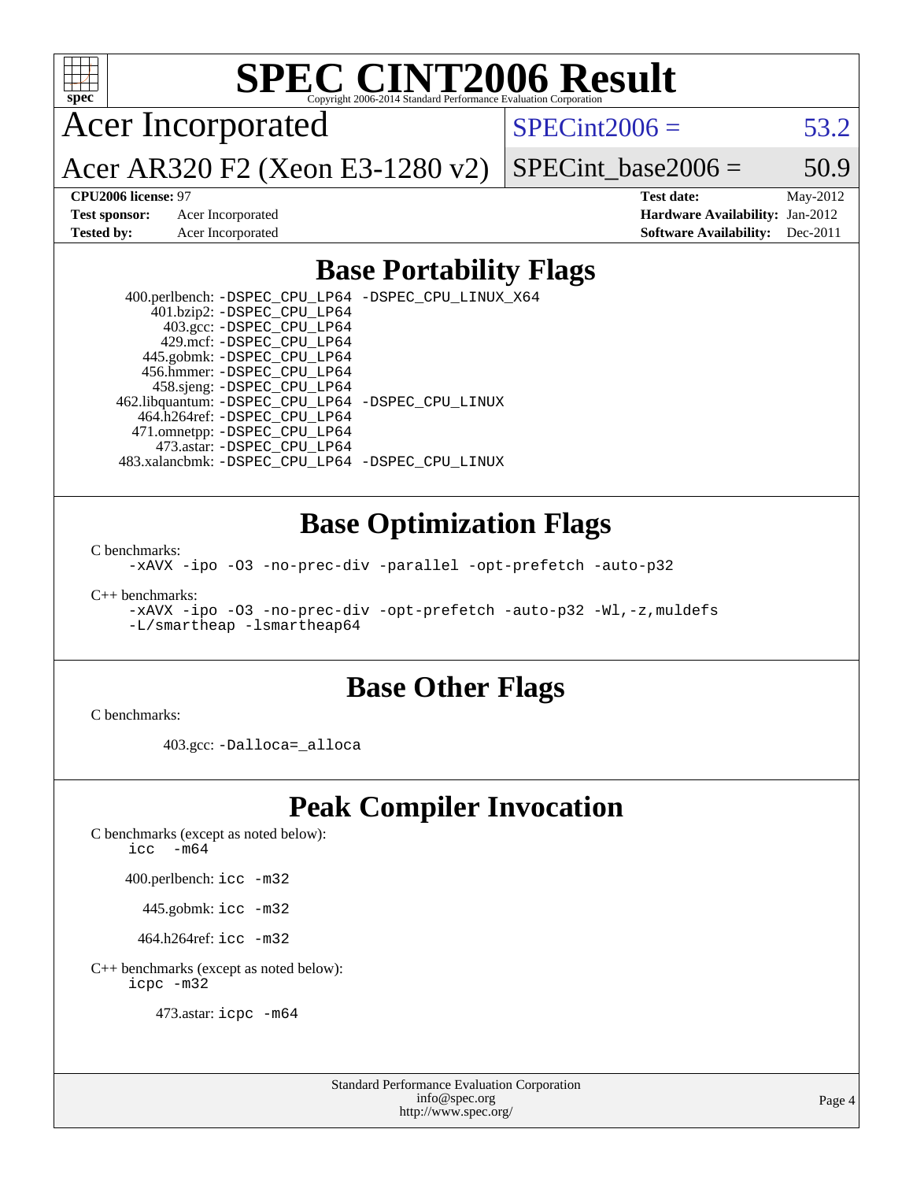# SPEC CINT2006 Result

Copyright 2006-2014 Standard Performance Evaluation Corporation

## Acer Incorporated

## Acer AR320 F2 (Xeon E3-1280 v2)

SPECint2006 = 53.2

SPECint_base2006 = 50.9

**CPU2006 license:** 97
**Test sponsor:** Acer Incorporated
**Tested by:** Acer Incorporated

**Test date:** May-2012
**Hardware Availability:** Jan-2012
**Software Availability:** Dec-2011

## Base Portability Flags

400.perlbench: `-DSPEC_CPU_LP64 -DSPEC_CPU_LINUX_X64`
401.bzip2: `-DSPEC_CPU_LP64`
403.gcc: `-DSPEC_CPU_LP64`
429.mcf: `-DSPEC_CPU_LP64`
445.gobmk: `-DSPEC_CPU_LP64`
456.hmmer: `-DSPEC_CPU_LP64`
458.sjeng: `-DSPEC_CPU_LP64`
462.libquantum: `-DSPEC_CPU_LP64 -DSPEC_CPU_LINUX`
464.h264ref: `-DSPEC_CPU_LP64`
471.omnetpp: `-DSPEC_CPU_LP64`
473.astar: `-DSPEC_CPU_LP64`
483.xalancbmk: `-DSPEC_CPU_LP64 -DSPEC_CPU_LINUX`

## Base Optimization Flags

C benchmarks:
`-xAVX -ipo -O3 -no-prec-div -parallel -opt-prefetch -auto-p32`

C++ benchmarks:
`-xAVX -ipo -O3 -no-prec-div -opt-prefetch -auto-p32 -Wl,-z,muldefs -L/smartheap -lsmartheap64`

## Base Other Flags

C benchmarks:

403.gcc: `-Dalloca=_alloca`

## Peak Compiler Invocation

C benchmarks (except as noted below):
`icc -m64`

400.perlbench: `icc -m32`

445.gobmk: `icc -m32`

464.h264ref: `icc -m32`

C++ benchmarks (except as noted below):
`icpc -m32`

473.astar: `icpc -m64`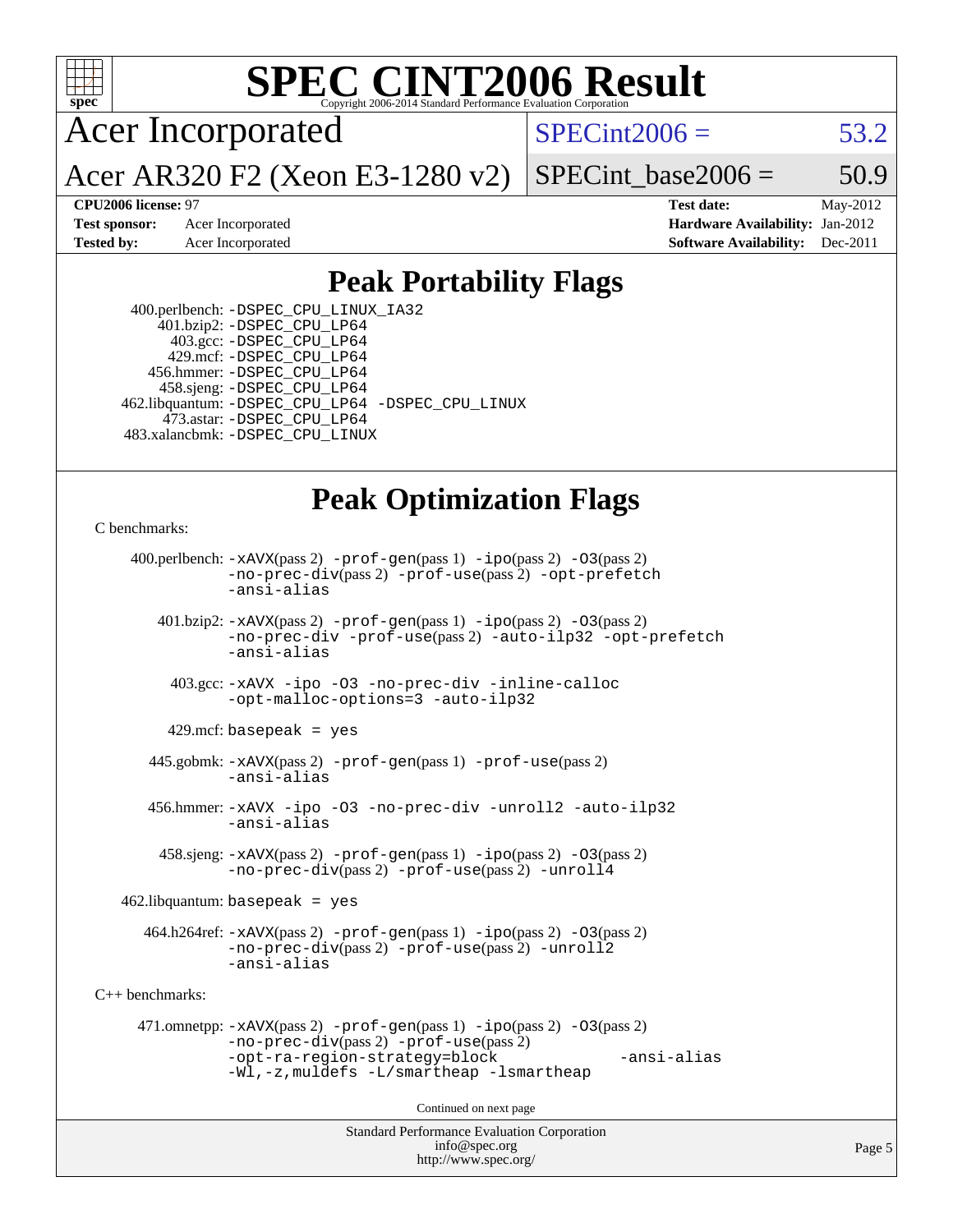# SPEC CINT2006 Result

Copyright 2006-2014 Standard Performance Evaluation Corporation

## Acer Incorporated

**Acer AR320 F2 (Xeon E3-1280 v2)**

SPECint2006 = 53.2

SPECint_base2006 = 50.9

| | | | |
|---|---|---|---|
| **CPU2006 license:** 97 | | **Test date:** | May-2012 |
| **Test sponsor:** | Acer Incorporated | **Hardware Availability:** | Jan-2012 |
| **Tested by:** | Acer Incorporated | **Software Availability:** | Dec-2011 |

## Peak Portability Flags

400.perlbench: -DSPEC_CPU_LINUX_IA32
401.bzip2: -DSPEC_CPU_LP64
403.gcc: -DSPEC_CPU_LP64
429.mcf: -DSPEC_CPU_LP64
456.hmmer: -DSPEC_CPU_LP64
458.sjeng: -DSPEC_CPU_LP64
462.libquantum: -DSPEC_CPU_LP64 -DSPEC_CPU_LINUX
473.astar: -DSPEC_CPU_LP64
483.xalancbmk: -DSPEC_CPU_LINUX

## Peak Optimization Flags

C benchmarks:

400.perlbench: -xAVX(pass 2) -prof-gen(pass 1) -ipo(pass 2) -O3(pass 2) -no-prec-div(pass 2) -prof-use(pass 2) -opt-prefetch -ansi-alias

401.bzip2: -xAVX(pass 2) -prof-gen(pass 1) -ipo(pass 2) -O3(pass 2) -no-prec-div -prof-use(pass 2) -auto-ilp32 -opt-prefetch -ansi-alias

403.gcc: -xAVX -ipo -O3 -no-prec-div -inline-calloc -opt-malloc-options=3 -auto-ilp32

429.mcf: basepeak = yes

445.gobmk: -xAVX(pass 2) -prof-gen(pass 1) -prof-use(pass 2) -ansi-alias

456.hmmer: -xAVX -ipo -O3 -no-prec-div -unroll2 -auto-ilp32 -ansi-alias

458.sjeng: -xAVX(pass 2) -prof-gen(pass 1) -ipo(pass 2) -O3(pass 2) -no-prec-div(pass 2) -prof-use(pass 2) -unroll4

462.libquantum: basepeak = yes

464.h264ref: -xAVX(pass 2) -prof-gen(pass 1) -ipo(pass 2) -O3(pass 2) -no-prec-div(pass 2) -prof-use(pass 2) -unroll2 -ansi-alias

C++ benchmarks:

471.omnetpp: -xAVX(pass 2) -prof-gen(pass 1) -ipo(pass 2) -O3(pass 2) -no-prec-div(pass 2) -prof-use(pass 2) -opt-ra-region-strategy=block -ansi-alias -Wl,-z,muldefs -L/smartheap -lsmartheap

Continued on next page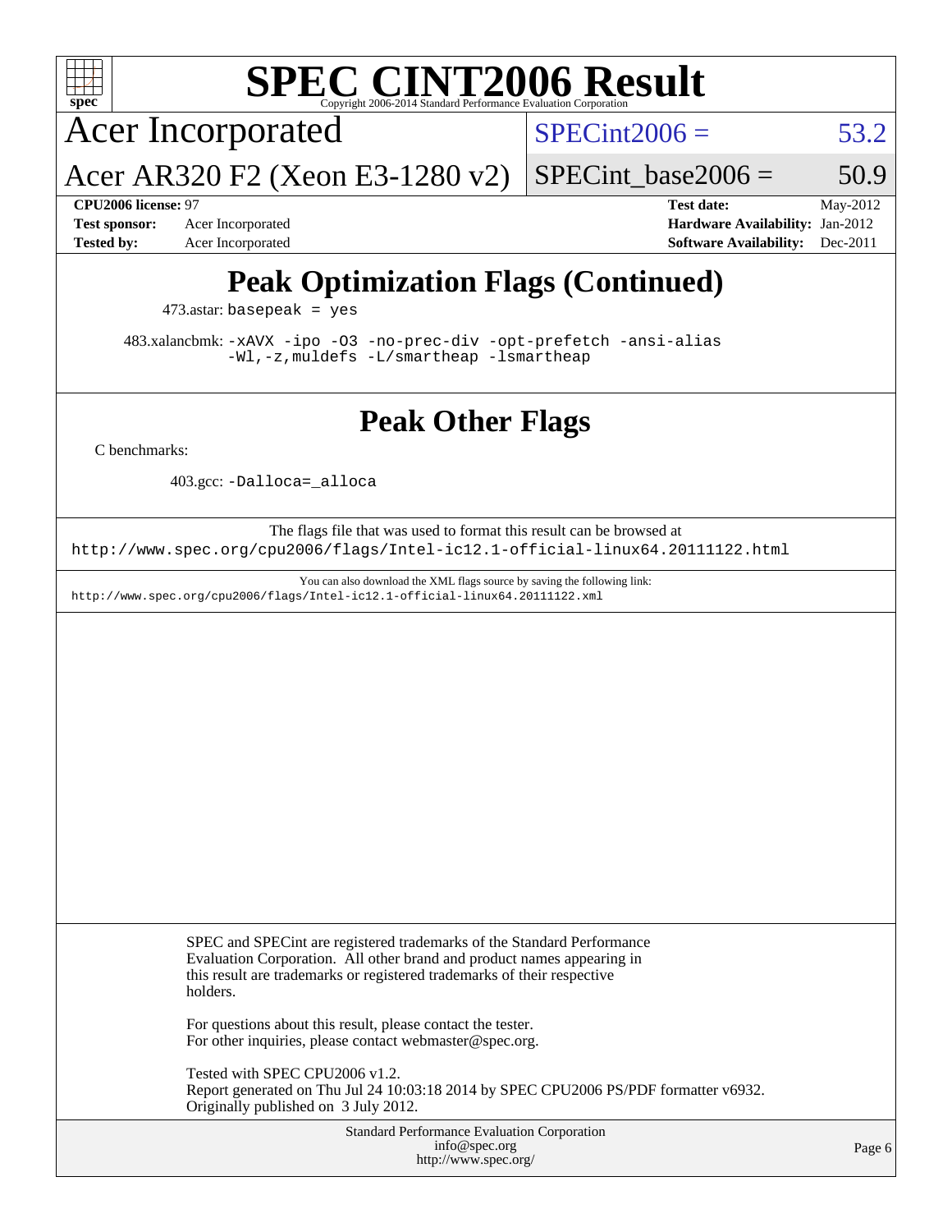# SPEC CINT2006 Result

Copyright 2006-2014 Standard Performance Evaluation Corporation

Acer Incorporated

Acer AR320 F2 (Xeon E3-1280 v2)

SPECint2006 = 53.2

SPECint_base2006 = 50.9

**CPU2006 license:** 97

**Test sponsor:** Acer Incorporated

**Tested by:** Acer Incorporated

**Test date:** May-2012

**Hardware Availability:** Jan-2012

**Software Availability:** Dec-2011

## Peak Optimization Flags (Continued)

473.astar: basepeak = yes

483.xalancbmk: -xAVX -ipo -O3 -no-prec-div -opt-prefetch -ansi-alias -Wl,-z,muldefs -L/smartheap -lsmartheap

## Peak Other Flags

C benchmarks:

403.gcc: -Dalloca=_alloca

The flags file that was used to format this result can be browsed at
http://www.spec.org/cpu2006/flags/Intel-ic12.1-official-linux64.20111122.html

You can also download the XML flags source by saving the following link:
http://www.spec.org/cpu2006/flags/Intel-ic12.1-official-linux64.20111122.xml

SPEC and SPECint are registered trademarks of the Standard Performance Evaluation Corporation. All other brand and product names appearing in this result are trademarks or registered trademarks of their respective holders.

For questions about this result, please contact the tester.
For other inquiries, please contact webmaster@spec.org.

Tested with SPEC CPU2006 v1.2.
Report generated on Thu Jul 24 10:03:18 2014 by SPEC CPU2006 PS/PDF formatter v6932.
Originally published on 3 July 2012.

Standard Performance Evaluation Corporation
info@spec.org
http://www.spec.org/